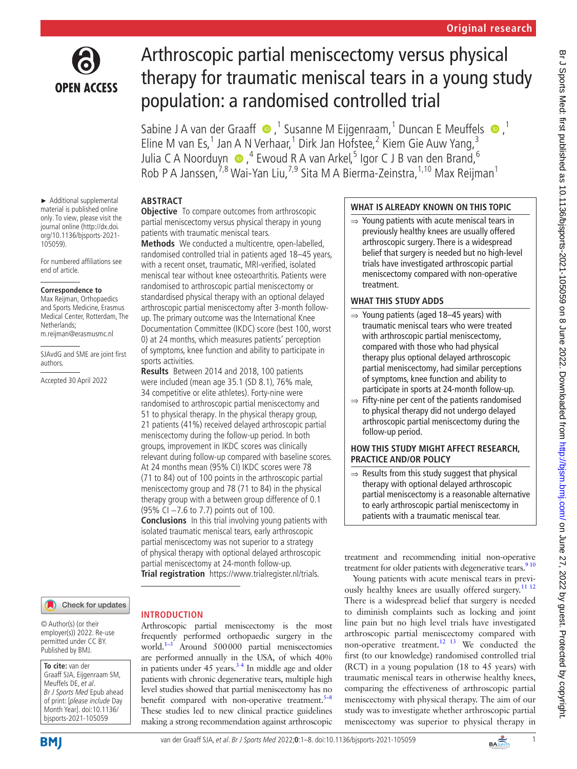# Arthroscopic partial meniscectomy versus physical therapy for traumatic meniscal tears in a young study population: a randomised controlled trial

Sabine J A van der Graaff,[1] Susanne M Eijgenraam,[1] Duncan E Meuffels,[1] Eline M van Es,[1] Jan A N Verhaar,[1] Dirk Jan Hofstee,[2] Kiem Gie Auw Yang,[3] Julia C A Noorduyn,[4] Ewoud R A van Arkel,[5] Igor C J B van den Brand,[6] Rob P A Janssen,[7,8] Wai-Yan Liu,[7,9] Sita M A Bierma-Zeinstra,[1,10] Max Reijman[1]

► Additional supplemental material is published online only. To view, please visit the journal online (http://dx.doi.org/10.1136/bjsports-2021-105059).

For numbered affiliations see end of article.

**Correspondence to**
Max Reijman, Orthopaedics and Sports Medicine, Erasmus Medical Center, Rotterdam, The Netherlands; m.reijman@erasmusmc.nl

SJAvdG and SME are joint first authors.

Accepted 30 April 2022

© Author(s) (or their employer(s)) 2022. Re-use permitted under CC BY. Published by BMJ.

**To cite:** van der Graaff SJA, Eijgenraam SM, Meuffels DE, *et al*. *Br J Sports Med* Epub ahead of print: [*please include* Day Month Year]. doi:10.1136/bjsports-2021-105059

## ABSTRACT

**Objective** To compare outcomes from arthroscopic partial meniscectomy versus physical therapy in young patients with traumatic meniscal tears.

**Methods** We conducted a multicentre, open-labelled, randomised controlled trial in patients aged 18–45 years, with a recent onset, traumatic, MRI-verified, isolated meniscal tear without knee osteoarthritis. Patients were randomised to arthroscopic partial meniscectomy or standardised physical therapy with an optional delayed arthroscopic partial meniscectomy after 3-month follow-up. The primary outcome was the International Knee Documentation Committee (IKDC) score (best 100, worst 0) at 24 months, which measures patients' perception of symptoms, knee function and ability to participate in sports activities.

**Results** Between 2014 and 2018, 100 patients were included (mean age 35.1 (SD 8.1), 76% male, 34 competitive or elite athletes). Forty-nine were randomised to arthroscopic partial meniscectomy and 51 to physical therapy. In the physical therapy group, 21 patients (41%) received delayed arthroscopic partial meniscectomy during the follow-up period. In both groups, improvement in IKDC scores was clinically relevant during follow-up compared with baseline scores. At 24 months mean (95% CI) IKDC scores were 78 (71 to 84) out of 100 points in the arthroscopic partial meniscectomy group and 78 (71 to 84) in the physical therapy group with a between group difference of 0.1 (95% CI −7.6 to 7.7) points out of 100.

**Conclusions** In this trial involving young patients with isolated traumatic meniscal tears, early arthroscopic partial meniscectomy was not superior to a strategy of physical therapy with optional delayed arthroscopic partial meniscectomy at 24-month follow-up.

**Trial registration** https://www.trialregister.nl/trials.

### WHAT IS ALREADY KNOWN ON THIS TOPIC

⇒ Young patients with acute meniscal tears in previously healthy knees are usually offered arthroscopic surgery. There is a widespread belief that surgery is needed but no high-level trials have investigated arthroscopic partial meniscectomy compared with non-operative treatment.

### WHAT THIS STUDY ADDS

⇒ Young patients (aged 18–45 years) with traumatic meniscal tears who were treated with arthroscopic partial meniscectomy, compared with those who had physical therapy plus optional delayed arthroscopic partial meniscectomy, had similar perceptions of symptoms, knee function and ability to participate in sports at 24-month follow-up.

⇒ Fifty-nine per cent of the patients randomised to physical therapy did not undergo delayed arthroscopic partial meniscectomy during the follow-up period.

### HOW THIS STUDY MIGHT AFFECT RESEARCH, PRACTICE AND/OR POLICY

⇒ Results from this study suggest that physical therapy with optional delayed arthroscopic partial meniscectomy is a reasonable alternative to early arthroscopic partial meniscectomy in patients with a traumatic meniscal tear.

## INTRODUCTION

Arthroscopic partial meniscectomy is the most frequently performed orthopaedic surgery in the world.[1–3] Around 500000 partial meniscectomies are performed annually in the USA, of which 40% in patients under 45 years.[3,4] In middle age and older patients with chronic degenerative tears, multiple high level studies showed that partial meniscectomy has no benefit compared with non-operative treatment.[5–8] These studies led to new clinical practice guidelines making a strong recommendation against arthroscopic treatment and recommending initial non-operative treatment for older patients with degenerative tears.[9,10]

Young patients with acute meniscal tears in previously healthy knees are usually offered surgery.[11,12] There is a widespread belief that surgery is needed to diminish complaints such as locking and joint line pain but no high level trials have investigated arthroscopic partial meniscectomy compared with non-operative treatment.[12,13] We conducted the first (to our knowledge) randomised controlled trial (RCT) in a young population (18 to 45 years) with traumatic meniscal tears in otherwise healthy knees, comparing the effectiveness of arthroscopic partial meniscectomy with physical therapy. The aim of our study was to investigate whether arthroscopic partial meniscectomy was superior to physical therapy in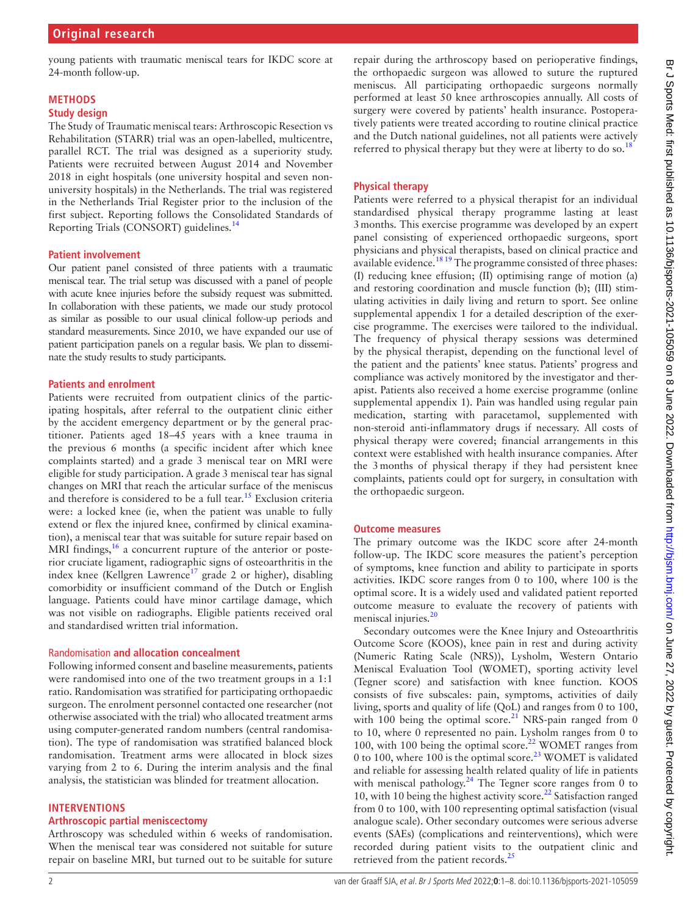young patients with traumatic meniscal tears for IKDC score at 24-month follow-up.

## METHODS

### Study design

The Study of Traumatic meniscal tears: Arthroscopic Resection vs Rehabilitation (STARR) trial was an open-labelled, multicentre, parallel RCT. The trial was designed as a superiority study. Patients were recruited between August 2014 and November 2018 in eight hospitals (one university hospital and seven non-university hospitals) in the Netherlands. The trial was registered in the Netherlands Trial Register prior to the inclusion of the first subject. Reporting follows the Consolidated Standards of Reporting Trials (CONSORT) guidelines.[14]

### Patient involvement

Our patient panel consisted of three patients with a traumatic meniscal tear. The trial setup was discussed with a panel of people with acute knee injuries before the subsidy request was submitted. In collaboration with these patients, we made our study protocol as similar as possible to our usual clinical follow-up periods and standard measurements. Since 2010, we have expanded our use of patient participation panels on a regular basis. We plan to disseminate the study results to study participants.

### Patients and enrolment

Patients were recruited from outpatient clinics of the participating hospitals, after referral to the outpatient clinic either by the accident emergency department or by the general practitioner. Patients aged 18–45 years with a knee trauma in the previous 6 months (a specific incident after which knee complaints started) and a grade 3 meniscal tear on MRI were eligible for study participation. A grade 3 meniscal tear has signal changes on MRI that reach the articular surface of the meniscus and therefore is considered to be a full tear.[15] Exclusion criteria were: a locked knee (ie, when the patient was unable to fully extend or flex the injured knee, confirmed by clinical examination), a meniscal tear that was suitable for suture repair based on MRI findings,[16] a concurrent rupture of the anterior or posterior cruciate ligament, radiographic signs of osteoarthritis in the index knee (Kellgren Lawrence[17] grade 2 or higher), disabling comorbidity or insufficient command of the Dutch or English language. Patients could have minor cartilage damage, which was not visible on radiographs. Eligible patients received oral and standardised written trial information.

### Randomisation and allocation concealment

Following informed consent and baseline measurements, patients were randomised into one of the two treatment groups in a 1:1 ratio. Randomisation was stratified for participating orthopaedic surgeon. The enrolment personnel contacted one researcher (not otherwise associated with the trial) who allocated treatment arms using computer-generated random numbers (central randomisation). The type of randomisation was stratified balanced block randomisation. Treatment arms were allocated in block sizes varying from 2 to 6. During the interim analysis and the final analysis, the statistician was blinded for treatment allocation.

## INTERVENTIONS

### Arthroscopic partial meniscectomy

Arthroscopy was scheduled within 6 weeks of randomisation. When the meniscal tear was considered not suitable for suture repair on baseline MRI, but turned out to be suitable for suture repair during the arthroscopy based on perioperative findings, the orthopaedic surgeon was allowed to suture the ruptured meniscus. All participating orthopaedic surgeons normally performed at least 50 knee arthroscopies annually. All costs of surgery were covered by patients' health insurance. Postoperatively patients were treated according to routine clinical practice and the Dutch national guidelines, not all patients were actively referred to physical therapy but they were at liberty to do so.[18]

### Physical therapy

Patients were referred to a physical therapist for an individual standardised physical therapy programme lasting at least 3 months. This exercise programme was developed by an expert panel consisting of experienced orthopaedic surgeons, sport physicians and physical therapists, based on clinical practice and available evidence.[18,19] The programme consisted of three phases: (I) reducing knee effusion; (II) optimising range of motion (a) and restoring coordination and muscle function (b); (III) stimulating activities in daily living and return to sport. See online supplemental appendix 1 for a detailed description of the exercise programme. The exercises were tailored to the individual. The frequency of physical therapy sessions was determined by the physical therapist, depending on the functional level of the patient and the patients' knee status. Patients' progress and compliance was actively monitored by the investigator and therapist. Patients also received a home exercise programme (online supplemental appendix 1). Pain was handled using regular pain medication, starting with paracetamol, supplemented with non-steroid anti-inflammatory drugs if necessary. All costs of physical therapy were covered; financial arrangements in this context were established with health insurance companies. After the 3 months of physical therapy if they had persistent knee complaints, patients could opt for surgery, in consultation with the orthopaedic surgeon.

### Outcome measures

The primary outcome was the IKDC score after 24-month follow-up. The IKDC score measures the patient's perception of symptoms, knee function and ability to participate in sports activities. IKDC score ranges from 0 to 100, where 100 is the optimal score. It is a widely used and validated patient reported outcome measure to evaluate the recovery of patients with meniscal injuries.[20]

Secondary outcomes were the Knee Injury and Osteoarthritis Outcome Score (KOOS), knee pain in rest and during activity (Numeric Rating Scale (NRS)), Lysholm, Western Ontario Meniscal Evaluation Tool (WOMET), sporting activity level (Tegner score) and satisfaction with knee function. KOOS consists of five subscales: pain, symptoms, activities of daily living, sports and quality of life (QoL) and ranges from 0 to 100, with 100 being the optimal score.[21] NRS-pain ranged from 0 to 10, where 0 represented no pain. Lysholm ranges from 0 to 100, with 100 being the optimal score.[22] WOMET ranges from 0 to 100, where 100 is the optimal score.[23] WOMET is validated and reliable for assessing health related quality of life in patients with meniscal pathology.[24] The Tegner score ranges from 0 to 10, with 10 being the highest activity score.[22] Satisfaction ranged from 0 to 100, with 100 representing optimal satisfaction (visual analogue scale). Other secondary outcomes were serious adverse events (SAEs) (complications and reinterventions), which were recorded during patient visits to the outpatient clinic and retrieved from the patient records.[25]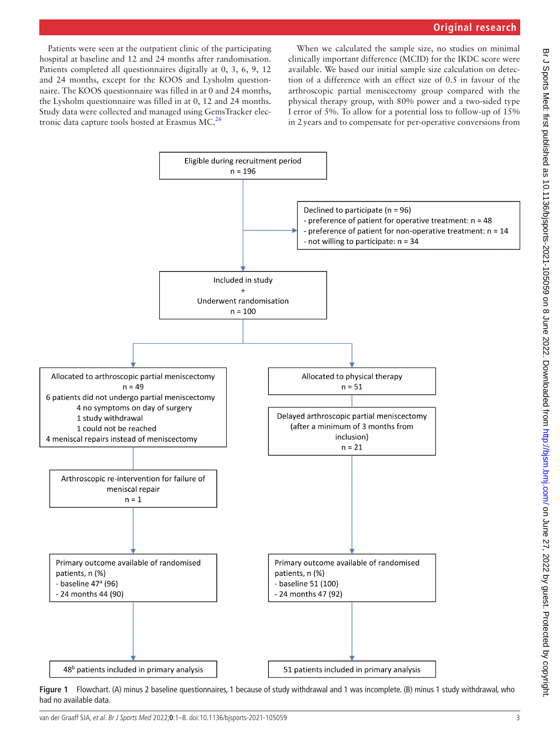Patients were seen at the outpatient clinic of the participating hospital at baseline and 12 and 24 months after randomisation. Patients completed all questionnaires digitally at 0, 3, 6, 9, 12 and 24 months, except for the KOOS and Lysholm questionnaire. The KOOS questionnaire was filled in at 0 and 24 months, the Lysholm questionnaire was filled in at 0, 12 and 24 months. Study data were collected and managed using GemsTracker electronic data capture tools hosted at Erasmus MC.[26]

When we calculated the sample size, no studies on minimal clinically important difference (MCID) for the IKDC score were available. We based our initial sample size calculation on detection of a difference with an effect size of 0.5 in favour of the arthroscopic partial meniscectomy group compared with the physical therapy group, with 80% power and a two-sided type I error of 5%. To allow for a potential loss to follow-up of 15% in 2 years and to compensate for per-operative conversions from

Eligible during recruitment period
n = 196

Declined to participate (n = 96)
- preference of patient for operative treatment: n = 48
- preference of patient for non-operative treatment: n = 14
- not willing to participate: n = 34

Included in study
+
Underwent randomisation
n = 100

Allocated to arthroscopic partial meniscectomy
n = 49
6 patients did not undergo partial meniscectomy
4 no symptoms on day of surgery
1 study withdrawal
1 could not be reached
4 meniscal repairs instead of meniscectomy

Arthroscopic re-intervention for failure of meniscal repair
n = 1

Primary outcome available of randomised patients, n (%)
- baseline 47[a] (96)
- 24 months 44 (90)

48[b] patients included in primary analysis

Allocated to physical therapy
n = 51

Delayed arthroscopic partial meniscectomy (after a minimum of 3 months from inclusion)
n = 21

Primary outcome available of randomised patients, n (%)
- baseline 51 (100)
- 24 months 47 (92)

51 patients included in primary analysis

**Figure 1** Flowchart. (A) minus 2 baseline questionnaires, 1 because of study withdrawal and 1 was incomplete. (B) minus 1 study withdrawal, who had no available data.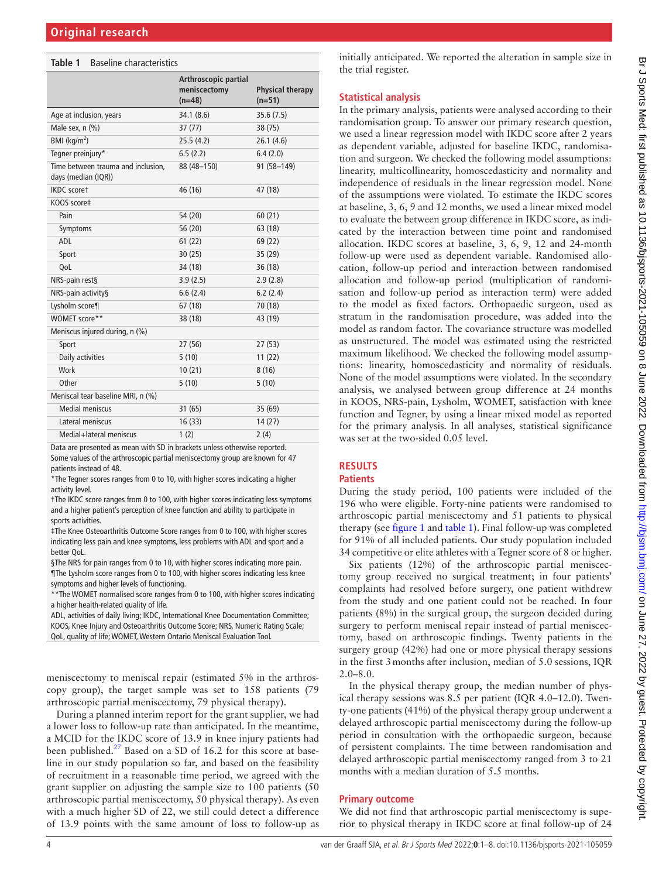**Table 1** Baseline characteristics

| | Arthroscopic partial meniscectomy (n=48) | Physical therapy (n=51) |
|---|---|---|
| Age at inclusion, years | 34.1 (8.6) | 35.6 (7.5) |
| Male sex, n (%) | 37 (77) | 38 (75) |
| BMI (kg/m$^2$) | 25.5 (4.2) | 26.1 (4.6) |
| Tegner preinjury* | 6.5 (2.2) | 6.4 (2.0) |
| Time between trauma and inclusion, days (median (IQR)) | 88 (48–150) | 91 (58–149) |
| IKDC score† | 46 (16) | 47 (18) |
| KOOS score‡ | | |
| Pain | 54 (20) | 60 (21) |
| Symptoms | 56 (20) | 63 (18) |
| ADL | 61 (22) | 69 (22) |
| Sport | 30 (25) | 35 (29) |
| QoL | 34 (18) | 36 (18) |
| NRS-pain rest§ | 3.9 (2.5) | 2.9 (2.8) |
| NRS-pain activity§ | 6.6 (2.4) | 6.2 (2.4) |
| Lysholm score¶ | 67 (18) | 70 (18) |
| WOMET score** | 38 (18) | 43 (19) |
| Meniscus injured during, n (%) | | |
| Sport | 27 (56) | 27 (53) |
| Daily activities | 5 (10) | 11 (22) |
| Work | 10 (21) | 8 (16) |
| Other | 5 (10) | 5 (10) |
| Meniscal tear baseline MRI, n (%) | | |
| Medial meniscus | 31 (65) | 35 (69) |
| Lateral meniscus | 16 (33) | 14 (27) |
| Medial+lateral meniscus | 1 (2) | 2 (4) |

Data are presented as mean with SD in brackets unless otherwise reported.
Some values of the arthroscopic partial meniscectomy group are known for 47 patients instead of 48.
*The Tegner scores ranges from 0 to 10, with higher scores indicating a higher activity level.
†The IKDC score ranges from 0 to 100, with higher scores indicating less symptoms and a higher patient's perception of knee function and ability to participate in sports activities.
‡The Knee Osteoarthritis Outcome Score ranges from 0 to 100, with higher scores indicating less pain and knee symptoms, less problems with ADL and sport and a better QoL.
§The NRS for pain ranges from 0 to 10, with higher scores indicating more pain.
¶The Lysholm score ranges from 0 to 100, with higher scores indicating less knee symptoms and higher levels of functioning.
**The WOMET normalised score ranges from 0 to 100, with higher scores indicating a higher health-related quality of life.
ADL, activities of daily living; IKDC, International Knee Documentation Committee; KOOS, Knee Injury and Osteoarthritis Outcome Score; NRS, Numeric Rating Scale; QoL, quality of life; WOMET, Western Ontario Meniscal Evaluation Tool.

meniscectomy to meniscal repair (estimated 5% in the arthroscopy group), the target sample was set to 158 patients (79 arthroscopic partial meniscectomy, 79 physical therapy).

During a planned interim report for the grant supplier, we had a lower loss to follow-up rate than anticipated. In the meantime, a MCID for the IKDC score of 13.9 in knee injury patients had been published.[27] Based on a SD of 16.2 for this score at baseline in our study population so far, and based on the feasibility of recruitment in a reasonable time period, we agreed with the grant supplier on adjusting the sample size to 100 patients (50 arthroscopic partial meniscectomy, 50 physical therapy). As even with a much higher SD of 22, we still could detect a difference of 13.9 points with the same amount of loss to follow-up as initially anticipated. We reported the alteration in sample size in the trial register.

## Statistical analysis

In the primary analysis, patients were analysed according to their randomisation group. To answer our primary research question, we used a linear regression model with IKDC score after 2 years as dependent variable, adjusted for baseline IKDC, randomisation and surgeon. We checked the following model assumptions: linearity, multicollinearity, homoscedasticity and normality and independence of residuals in the linear regression model. None of the assumptions were violated. To estimate the IKDC scores at baseline, 3, 6, 9 and 12 months, we used a linear mixed model to evaluate the between group difference in IKDC score, as indicated by the interaction between time point and randomised allocation. IKDC scores at baseline, 3, 6, 9, 12 and 24-month follow-up were used as dependent variable. Randomised allocation, follow-up period and interaction between randomised allocation and follow-up period (multiplication of randomisation and follow-up period as interaction term) were added to the model as fixed factors. Orthopaedic surgeon, used as stratum in the randomisation procedure, was added into the model as random factor. The covariance structure was modelled as unstructured. The model was estimated using the restricted maximum likelihood. We checked the following model assumptions: linearity, homoscedasticity and normality of residuals. None of the model assumptions were violated. In the secondary analysis, we analysed between group difference at 24 months in KOOS, NRS-pain, Lysholm, WOMET, satisfaction with knee function and Tegner, by using a linear mixed model as reported for the primary analysis. In all analyses, statistical significance was set at the two-sided 0.05 level.

# RESULTS

## Patients

During the study period, 100 patients were included of the 196 who were eligible. Forty-nine patients were randomised to arthroscopic partial meniscectomy and 51 patients to physical therapy (see figure 1 and table 1). Final follow-up was completed for 91% of all included patients. Our study population included 34 competitive or elite athletes with a Tegner score of 8 or higher.

Six patients (12%) of the arthroscopic partial meniscectomy group received no surgical treatment; in four patients' complaints had resolved before surgery, one patient withdrew from the study and one patient could not be reached. In four patients (8%) in the surgical group, the surgeon decided during surgery to perform meniscal repair instead of partial meniscectomy, based on arthroscopic findings. Twenty patients in the surgery group (42%) had one or more physical therapy sessions in the first 3 months after inclusion, median of 5.0 sessions, IQR 2.0–8.0.

In the physical therapy group, the median number of physical therapy sessions was 8.5 per patient (IQR 4.0–12.0). Twenty-one patients (41%) of the physical therapy group underwent a delayed arthroscopic partial meniscectomy during the follow-up period in consultation with the orthopaedic surgeon, because of persistent complaints. The time between randomisation and delayed arthroscopic partial meniscectomy ranged from 3 to 21 months with a median duration of 5.5 months.

## Primary outcome

We did not find that arthroscopic partial meniscectomy is superior to physical therapy in IKDC score at final follow-up of 24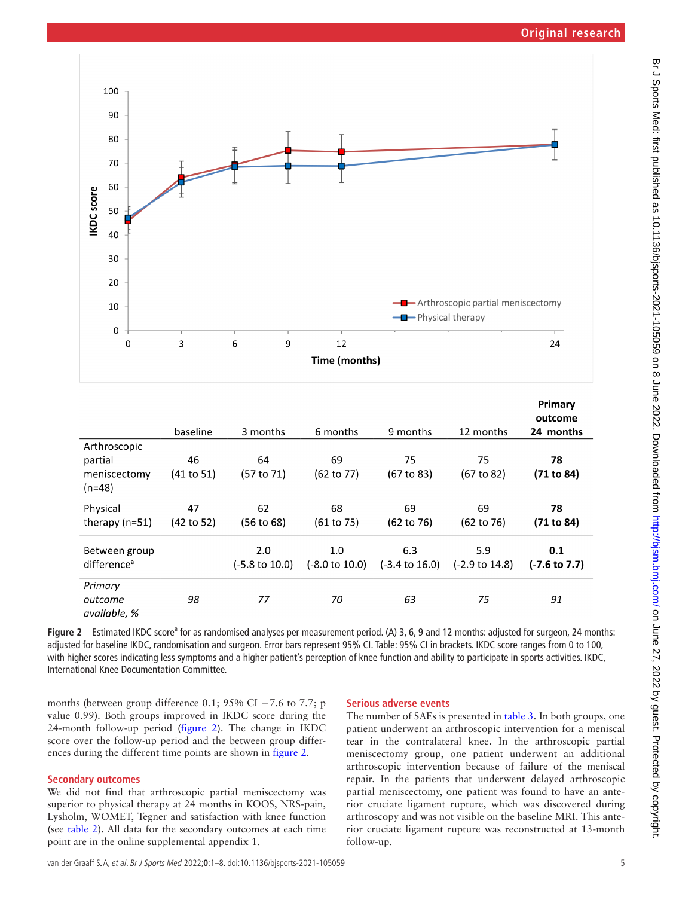|  | baseline | 3 months | 6 months | 9 months | 12 months | **Primary outcome 24 months** |
|---|---|---|---|---|---|---|
| Arthroscopic partial meniscectomy (n=48) | 46 (41 to 51) | 64 (57 to 71) | 69 (62 to 77) | 75 (67 to 83) | 75 (67 to 82) | **78 (71 to 84)** |
| Physical therapy (n=51) | 47 (42 to 52) | 62 (56 to 68) | 68 (61 to 75) | 69 (62 to 76) | 69 (62 to 76) | **78 (71 to 84)** |
| Between group difference[a] |  | 2.0 (-5.8 to 10.0) | 1.0 (-8.0 to 10.0) | 6.3 (-3.4 to 16.0) | 5.9 (-2.9 to 14.8) | **0.1 (-7.6 to 7.7)** |
| *Primary outcome available, %* | *98* | *77* | *70* | *63* | *75* | *91* |

**Figure 2** Estimated IKDC score[a] for as randomised analyses per measurement period. (A) 3, 6, 9 and 12 months: adjusted for surgeon, 24 months: adjusted for baseline IKDC, randomisation and surgeon. Error bars represent 95% CI. Table: 95% CI in brackets. IKDC score ranges from 0 to 100, with higher scores indicating less symptoms and a higher patient's perception of knee function and ability to participate in sports activities. IKDC, International Knee Documentation Committee.

months (between group difference 0.1; 95% CI −7.6 to 7.7; p value 0.99). Both groups improved in IKDC score during the 24-month follow-up period (figure 2). The change in IKDC score over the follow-up period and the between group differences during the different time points are shown in figure 2.

## Secondary outcomes

We did not find that arthroscopic partial meniscectomy was superior to physical therapy at 24 months in KOOS, NRS-pain, Lysholm, WOMET, Tegner and satisfaction with knee function (see table 2). All data for the secondary outcomes at each time point are in the online supplemental appendix 1.

## Serious adverse events

The number of SAEs is presented in table 3. In both groups, one patient underwent an arthroscopic intervention for a meniscal tear in the contralateral knee. In the arthroscopic partial meniscectomy group, one patient underwent an additional arthroscopic intervention because of failure of the meniscal repair. In the patients that underwent delayed arthroscopic partial meniscectomy, one patient was found to have an anterior cruciate ligament rupture, which was discovered during arthroscopy and was not visible on the baseline MRI. This anterior cruciate ligament rupture was reconstructed at 13-month follow-up.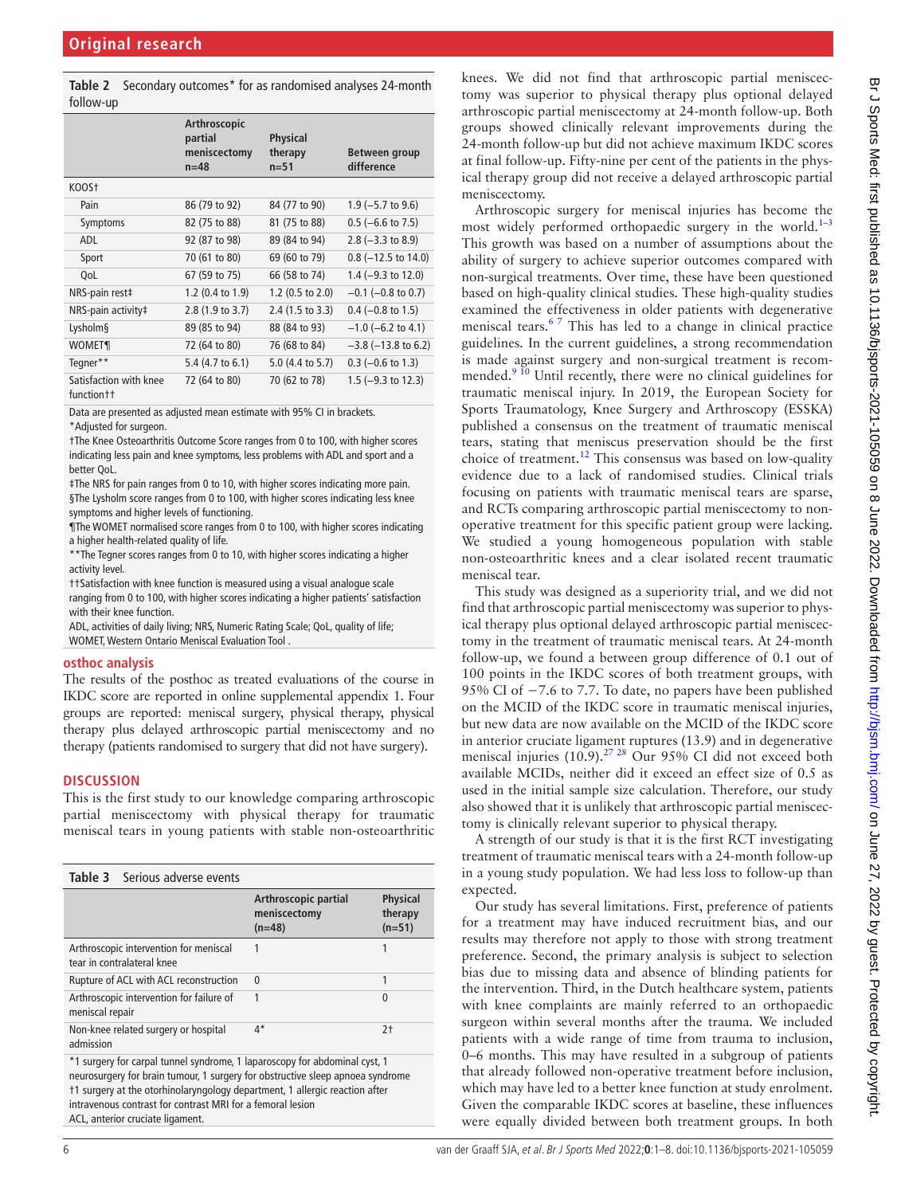**Table 2** Secondary outcomes* for as randomised analyses 24-month follow-up

| | Arthroscopic partial meniscectomy n=48 | Physical therapy n=51 | Between group difference |
|---|---|---|---|
| KOOS† | | | |
| Pain | 86 (79 to 92) | 84 (77 to 90) | 1.9 (−5.7 to 9.6) |
| Symptoms | 82 (75 to 88) | 81 (75 to 88) | 0.5 (−6.6 to 7.5) |
| ADL | 92 (87 to 98) | 89 (84 to 94) | 2.8 (−3.3 to 8.9) |
| Sport | 70 (61 to 80) | 69 (60 to 79) | 0.8 (−12.5 to 14.0) |
| QoL | 67 (59 to 75) | 66 (58 to 74) | 1.4 (−9.3 to 12.0) |
| NRS-pain rest‡ | 1.2 (0.4 to 1.9) | 1.2 (0.5 to 2.0) | −0.1 (−0.8 to 0.7) |
| NRS-pain activity‡ | 2.8 (1.9 to 3.7) | 2.4 (1.5 to 3.3) | 0.4 (−0.8 to 1.5) |
| Lysholm§ | 89 (85 to 94) | 88 (84 to 93) | −1.0 (−6.2 to 4.1) |
| WOMET¶ | 72 (64 to 80) | 76 (68 to 84) | −3.8 (−13.8 to 6.2) |
| Tegner** | 5.4 (4.7 to 6.1) | 5.0 (4.4 to 5.7) | 0.3 (−0.6 to 1.3) |
| Satisfaction with knee function†† | 72 (64 to 80) | 70 (62 to 78) | 1.5 (−9.3 to 12.3) |

Data are presented as adjusted mean estimate with 95% CI in brackets.
*Adjusted for surgeon.
†The Knee Osteoarthritis Outcome Score ranges from 0 to 100, with higher scores indicating less pain and knee symptoms, less problems with ADL and sport and a better QoL.
‡The NRS for pain ranges from 0 to 10, with higher scores indicating more pain.
§The Lysholm score ranges from 0 to 100, with higher scores indicating less knee symptoms and higher levels of functioning.
¶The WOMET normalised score ranges from 0 to 100, with higher scores indicating a higher health-related quality of life.
**The Tegner scores ranges from 0 to 10, with higher scores indicating a higher activity level.
††Satisfaction with knee function is measured using a visual analogue scale ranging from 0 to 100, with higher scores indicating a higher patients' satisfaction with their knee function.
ADL, activities of daily living; NRS, Numeric Rating Scale; QoL, quality of life; WOMET, Western Ontario Meniscal Evaluation Tool .

### osthoc analysis

The results of the posthoc as treated evaluations of the course in IKDC score are reported in online supplemental appendix 1. Four groups are reported: meniscal surgery, physical therapy, physical therapy plus delayed arthroscopic partial meniscectomy and no therapy (patients randomised to surgery that did not have surgery).

## DISCUSSION

This is the first study to our knowledge comparing arthroscopic partial meniscectomy with physical therapy for traumatic meniscal tears in young patients with stable non-osteoarthritic knees. We did not find that arthroscopic partial meniscectomy was superior to physical therapy plus optional delayed arthroscopic partial meniscectomy at 24-month follow-up. Both groups showed clinically relevant improvements during the 24-month follow-up but did not achieve maximum IKDC scores at final follow-up. Fifty-nine per cent of the patients in the physical therapy group did not receive a delayed arthroscopic partial meniscectomy.

Arthroscopic surgery for meniscal injuries has become the most widely performed orthopaedic surgery in the world.[1–3] This growth was based on a number of assumptions about the ability of surgery to achieve superior outcomes compared with non-surgical treatments. Over time, these have been questioned based on high-quality clinical studies. These high-quality studies examined the effectiveness in older patients with degenerative meniscal tears.[6 7] This has led to a change in clinical practice guidelines. In the current guidelines, a strong recommendation is made against surgery and non-surgical treatment is recommended.[9 10] Until recently, there were no clinical guidelines for traumatic meniscal injury. In 2019, the European Society for Sports Traumatology, Knee Surgery and Arthroscopy (ESSKA) published a consensus on the treatment of traumatic meniscal tears, stating that meniscus preservation should be the first choice of treatment.[12] This consensus was based on low-quality evidence due to a lack of randomised studies. Clinical trials focusing on patients with traumatic meniscal tears are sparse, and RCTs comparing arthroscopic partial meniscectomy to non-operative treatment for this specific patient group were lacking. We studied a young homogeneous population with stable non-osteoarthritic knees and a clear isolated recent traumatic meniscal tear.

This study was designed as a superiority trial, and we did not find that arthroscopic partial meniscectomy was superior to physical therapy plus optional delayed arthroscopic partial meniscectomy in the treatment of traumatic meniscal tears. At 24-month follow-up, we found a between group difference of 0.1 out of 100 points in the IKDC scores of both treatment groups, with 95% CI of −7.6 to 7.7. To date, no papers have been published on the MCID of the IKDC score in traumatic meniscal injuries, but new data are now available on the MCID of the IKDC score in anterior cruciate ligament ruptures (13.9) and in degenerative meniscal injuries (10.9).[27 28] Our 95% CI did not exceed both available MCIDs, neither did it exceed an effect size of 0.5 as used in the initial sample size calculation. Therefore, our study also showed that it is unlikely that arthroscopic partial meniscectomy is clinically relevant superior to physical therapy.

A strength of our study is that it is the first RCT investigating treatment of traumatic meniscal tears with a 24-month follow-up in a young study population. We had less loss to follow-up than expected.

Our study has several limitations. First, preference of patients for a treatment may have induced recruitment bias, and our results may therefore not apply to those with strong treatment preference. Second, the primary analysis is subject to selection bias due to missing data and absence of blinding patients for the intervention. Third, in the Dutch healthcare system, patients with knee complaints are mainly referred to an orthopaedic surgeon within several months after the trauma. We included patients with a wide range of time from trauma to inclusion, 0–6 months. This may have resulted in a subgroup of patients that already followed non-operative treatment before inclusion, which may have led to a better knee function at study enrolment. Given the comparable IKDC scores at baseline, these influences were equally divided between both treatment groups. In both

**Table 3** Serious adverse events

| | Arthroscopic partial meniscectomy (n=48) | Physical therapy (n=51) |
|---|---|---|
| Arthroscopic intervention for meniscal tear in contralateral knee | 1 | 1 |
| Rupture of ACL with ACL reconstruction | 0 | 1 |
| Arthroscopic intervention for failure of meniscal repair | 1 | 0 |
| Non-knee related surgery or hospital admission | 4* | 2† |

*1 surgery for carpal tunnel syndrome, 1 laparoscopy for abdominal cyst, 1 neurosurgery for brain tumour, 1 surgery for obstructive sleep apnoea syndrome
†1 surgery at the otorhinolaryngology department, 1 allergic reaction after intravenous contrast for contrast MRI for a femoral lesion
ACL, anterior cruciate ligament.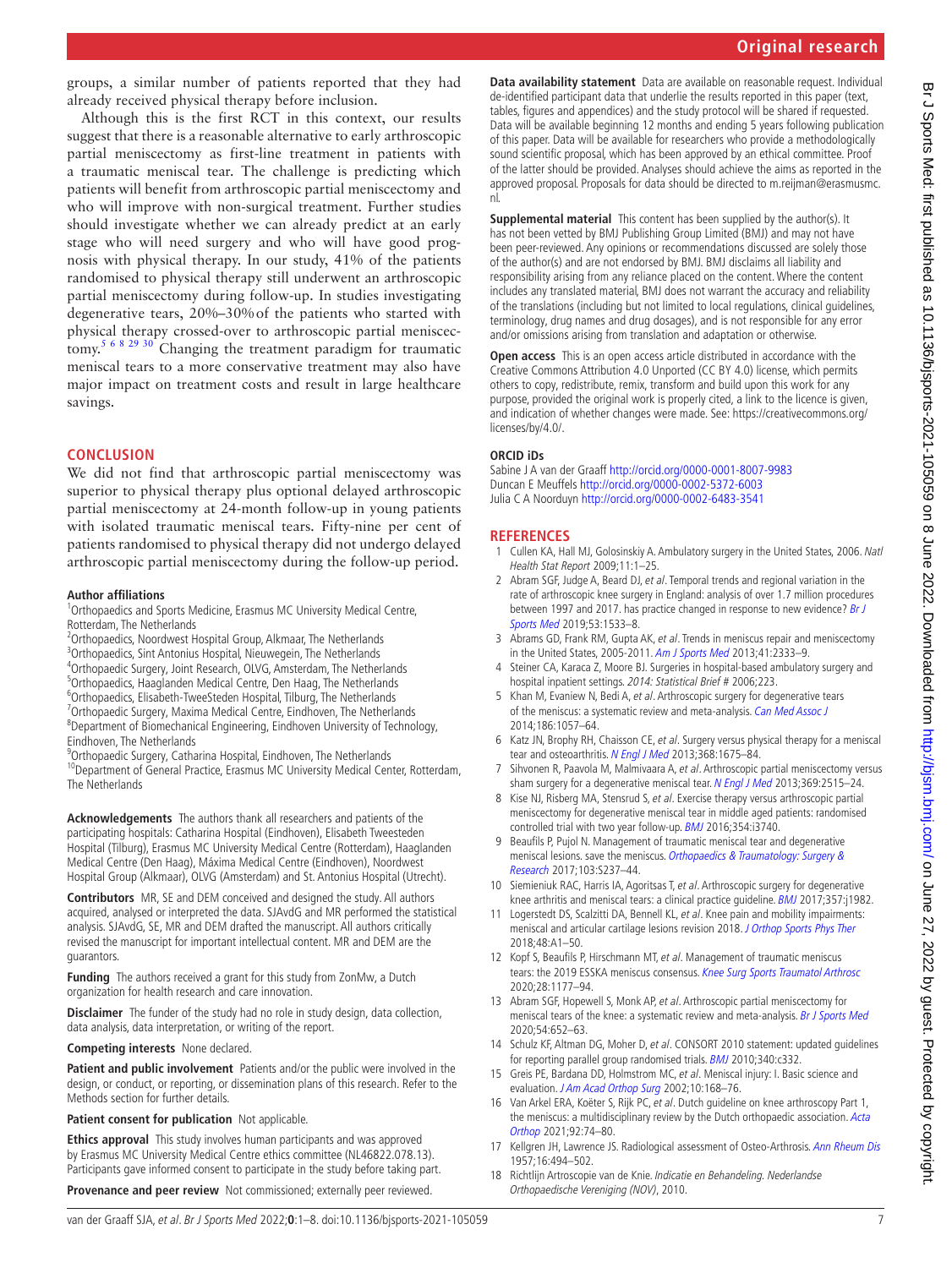groups, a similar number of patients reported that they had already received physical therapy before inclusion.

Although this is the first RCT in this context, our results suggest that there is a reasonable alternative to early arthroscopic partial meniscectomy as first-line treatment in patients with a traumatic meniscal tear. The challenge is predicting which patients will benefit from arthroscopic partial meniscectomy and who will improve with non-surgical treatment. Further studies should investigate whether we can already predict at an early stage who will need surgery and who will have good prognosis with physical therapy. In our study, 41% of the patients randomised to physical therapy still underwent an arthroscopic partial meniscectomy during follow-up. In studies investigating degenerative tears, 20%–30% of the patients who started with physical therapy crossed-over to arthroscopic partial meniscectomy.[5 6 8 29 30] Changing the treatment paradigm for traumatic meniscal tears to a more conservative treatment may also have major impact on treatment costs and result in large healthcare savings.

## CONCLUSION

We did not find that arthroscopic partial meniscectomy was superior to physical therapy plus optional delayed arthroscopic partial meniscectomy at 24-month follow-up in young patients with isolated traumatic meniscal tears. Fifty-nine per cent of patients randomised to physical therapy did not undergo delayed arthroscopic partial meniscectomy during the follow-up period.

**Author affiliations**

[1]Orthopaedics and Sports Medicine, Erasmus MC University Medical Centre, Rotterdam, The Netherlands
[2]Orthopaedics, Noordwest Hospital Group, Alkmaar, The Netherlands
[3]Orthopaedics, Sint Antonius Hospital, Nieuwegein, The Netherlands
[4]Orthopaedic Surgery, Joint Research, OLVG, Amsterdam, The Netherlands
[5]Orthopaedics, Haaglanden Medical Centre, Den Haag, The Netherlands
[6]Orthopaedics, Elisabeth-TweeSteden Hospital, Tilburg, The Netherlands
[7]Orthopaedic Surgery, Maxima Medical Centre, Eindhoven, The Netherlands
[8]Department of Biomechanical Engineering, Eindhoven University of Technology, Eindhoven, The Netherlands
[9]Orthopaedic Surgery, Catharina Hospital, Eindhoven, The Netherlands
[10]Department of General Practice, Erasmus MC University Medical Center, Rotterdam, The Netherlands

**Acknowledgements** The authors thank all researchers and patients of the participating hospitals: Catharina Hospital (Eindhoven), Elisabeth Tweesteden Hospital (Tilburg), Erasmus MC University Medical Centre (Rotterdam), Haaglanden Medical Centre (Den Haag), Máxima Medical Centre (Eindhoven), Noordwest Hospital Group (Alkmaar), OLVG (Amsterdam) and St. Antonius Hospital (Utrecht).

**Contributors** MR, SE and DEM conceived and designed the study. All authors acquired, analysed or interpreted the data. SJAvdG and MR performed the statistical analysis. SJAvdG, SE, MR and DEM drafted the manuscript. All authors critically revised the manuscript for important intellectual content. MR and DEM are the guarantors.

**Funding** The authors received a grant for this study from ZonMw, a Dutch organization for health research and care innovation.

**Disclaimer** The funder of the study had no role in study design, data collection, data analysis, data interpretation, or writing of the report.

**Competing interests** None declared.

**Patient and public involvement** Patients and/or the public were involved in the design, or conduct, or reporting, or dissemination plans of this research. Refer to the Methods section for further details.

**Patient consent for publication** Not applicable.

**Ethics approval** This study involves human participants and was approved by Erasmus MC University Medical Centre ethics committee (NL46822.078.13). Participants gave informed consent to participate in the study before taking part.

**Provenance and peer review** Not commissioned; externally peer reviewed.

**Data availability statement** Data are available on reasonable request. Individual de-identified participant data that underlie the results reported in this paper (text, tables, figures and appendices) and the study protocol will be shared if requested. Data will be available beginning 12 months and ending 5 years following publication of this paper. Data will be available for researchers who provide a methodologically sound scientific proposal, which has been approved by an ethical committee. Proof of the latter should be provided. Analyses should achieve the aims as reported in the approved proposal. Proposals for data should be directed to m.reijman@erasmusmc.nl.

**Supplemental material** This content has been supplied by the author(s). It has not been vetted by BMJ Publishing Group Limited (BMJ) and may not have been peer-reviewed. Any opinions or recommendations discussed are solely those of the author(s) and are not endorsed by BMJ. BMJ disclaims all liability and responsibility arising from any reliance placed on the content. Where the content includes any translated material, BMJ does not warrant the accuracy and reliability of the translations (including but not limited to local regulations, clinical guidelines, terminology, drug names and drug dosages), and is not responsible for any error and/or omissions arising from translation and adaptation or otherwise.

**Open access** This is an open access article distributed in accordance with the Creative Commons Attribution 4.0 Unported (CC BY 4.0) license, which permits others to copy, redistribute, remix, transform and build upon this work for any purpose, provided the original work is properly cited, a link to the licence is given, and indication of whether changes were made. See: https://creativecommons.org/licenses/by/4.0/.

**ORCID iDs**

Sabine J A van der Graaff http://orcid.org/0000-0001-8007-9983
Duncan E Meuffels http://orcid.org/0000-0002-5372-6003
Julia C A Noorduyn http://orcid.org/0000-0002-6483-3541

## REFERENCES

1. Cullen KA, Hall MJ, Golosinskiy A. Ambulatory surgery in the United States, 2006. *Natl Health Stat Report* 2009;11:1–25.
2. Abram SGF, Judge A, Beard DJ, *et al*. Temporal trends and regional variation in the rate of arthroscopic knee surgery in England: analysis of over 1.7 million procedures between 1997 and 2017. has practice changed in response to new evidence? *Br J Sports Med* 2019;53:1533–8.
3. Abrams GD, Frank RM, Gupta AK, *et al*. Trends in meniscus repair and meniscectomy in the United States, 2005-2011. *Am J Sports Med* 2013;41:2333–9.
4. Steiner CA, Karaca Z, Moore BJ. Surgeries in hospital-based ambulatory surgery and hospital inpatient settings. *2014: Statistical Brief #* 2006;223.
5. Khan M, Evaniew N, Bedi A, *et al*. Arthroscopic surgery for degenerative tears of the meniscus: a systematic review and meta-analysis. *Can Med Assoc J* 2014;186:1057–64.
6. Katz JN, Brophy RH, Chaisson CE, *et al*. Surgery versus physical therapy for a meniscal tear and osteoarthritis. *N Engl J Med* 2013;368:1675–84.
7. Sihvonen R, Paavola M, Malmivaara A, *et al*. Arthroscopic partial meniscectomy versus sham surgery for a degenerative meniscal tear. *N Engl J Med* 2013;369:2515–24.
8. Kise NJ, Risberg MA, Stensrud S, *et al*. Exercise therapy versus arthroscopic partial meniscectomy for degenerative meniscal tear in middle aged patients: randomised controlled trial with two year follow-up. *BMJ* 2016;354:i3740.
9. Beaufils P, Pujol N. Management of traumatic meniscal tear and degenerative meniscal lesions. save the meniscus. *Orthopaedics & Traumatology: Surgery & Research* 2017;103:S237–44.
10. Siemieniuk RAC, Harris IA, Agoritsas T, *et al*. Arthroscopic surgery for degenerative knee arthritis and meniscal tears: a clinical practice guideline. *BMJ* 2017;357:j1982.
11. Logerstedt DS, Scalzitti DA, Bennell KL, *et al*. Knee pain and mobility impairments: meniscal and articular cartilage lesions revision 2018. *J Orthop Sports Phys Ther* 2018;48:A1–50.
12. Kopf S, Beaufils P, Hirschmann MT, *et al*. Management of traumatic meniscus tears: the 2019 ESSKA meniscus consensus. *Knee Surg Sports Traumatol Arthrosc* 2020;28:1177–94.
13. Abram SGF, Hopewell S, Monk AP, *et al*. Arthroscopic partial meniscectomy for meniscal tears of the knee: a systematic review and meta-analysis. *Br J Sports Med* 2020;54:652–63.
14. Schulz KF, Altman DG, Moher D, *et al*. CONSORT 2010 statement: updated guidelines for reporting parallel group randomised trials. *BMJ* 2010;340:c332.
15. Greis PE, Bardana DD, Holmstrom MC, *et al*. Meniscal injury: I. Basic science and evaluation. *J Am Acad Orthop Surg* 2002;10:168–76.
16. Van Arkel ERA, Koëter S, Rijk PC, *et al*. Dutch guideline on knee arthroscopy Part 1, the meniscus: a multidisciplinary review by the Dutch orthopaedic association. *Acta Orthop* 2021;92:74–80.
17. Kellgren JH, Lawrence JS. Radiological assessment of Osteo-Arthrosis. *Ann Rheum Dis* 1957;16:494–502.
18. Richtlijn Artroscopie van de Knie. *Indicatie en Behandeling. Nederlandse Orthopaedische Vereniging (NOV)*, 2010.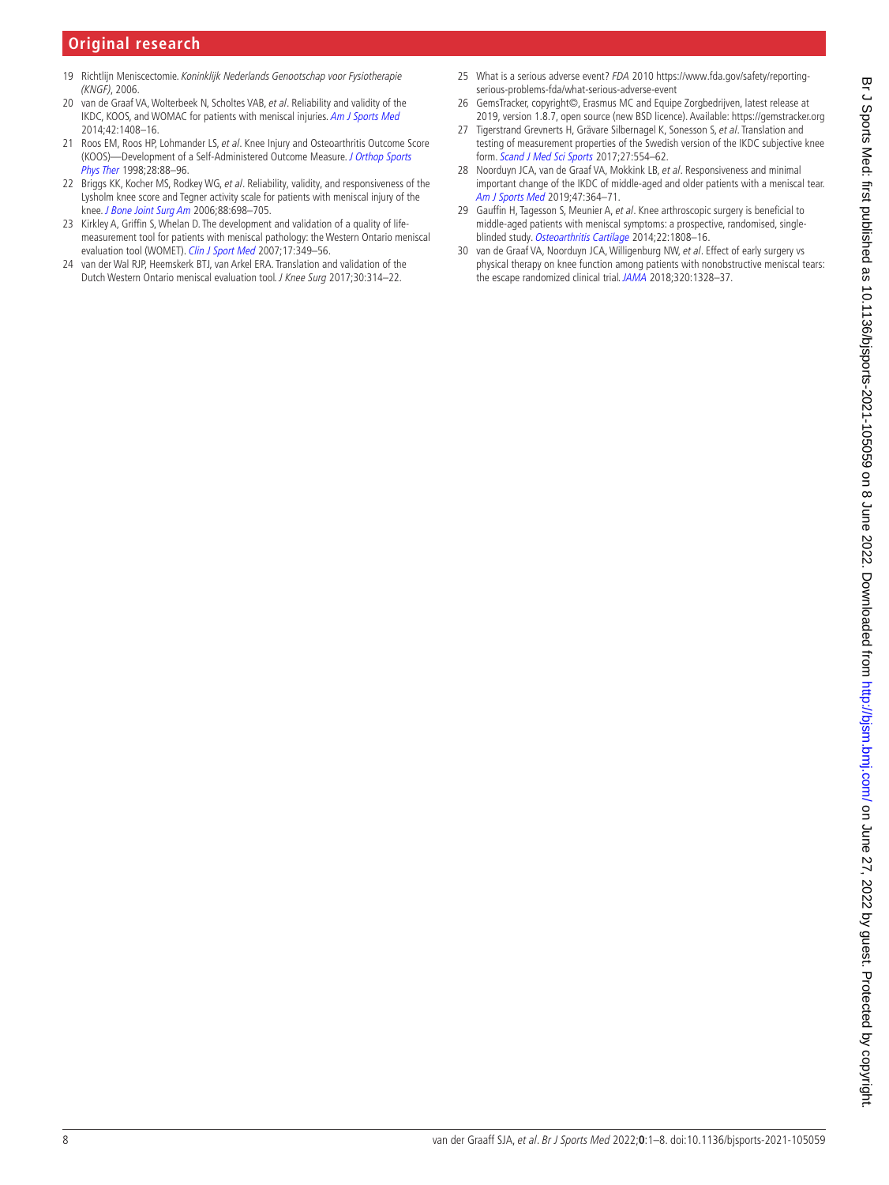19 Richtlijn Meniscectomie. *Koninklijk Nederlands Genootschap voor Fysiotherapie (KNGF)*, 2006.
20 van de Graaf VA, Wolterbeek N, Scholtes VAB, *et al*. Reliability and validity of the IKDC, KOOS, and WOMAC for patients with meniscal injuries. *Am J Sports Med* 2014;42:1408–16.
21 Roos EM, Roos HP, Lohmander LS, *et al*. Knee Injury and Osteoarthritis Outcome Score (KOOS)—Development of a Self-Administered Outcome Measure. *J Orthop Sports Phys Ther* 1998;28:88–96.
22 Briggs KK, Kocher MS, Rodkey WG, *et al*. Reliability, validity, and responsiveness of the Lysholm knee score and Tegner activity scale for patients with meniscal injury of the knee. *J Bone Joint Surg Am* 2006;88:698–705.
23 Kirkley A, Griffin S, Whelan D. The development and validation of a quality of life-measurement tool for patients with meniscal pathology: the Western Ontario meniscal evaluation tool (WOMET). *Clin J Sport Med* 2007;17:349–56.
24 van der Wal RJP, Heemskerk BTJ, van Arkel ERA. Translation and validation of the Dutch Western Ontario meniscal evaluation tool. *J Knee Surg* 2017;30:314–22.
25 What is a serious adverse event? *FDA* 2010 https://www.fda.gov/safety/reporting-serious-problems-fda/what-serious-adverse-event
26 GemsTracker, copyright©, Erasmus MC and Equipe Zorgbedrijven, latest release at 2019, version 1.8.7, open source (new BSD licence). Available: https://gemstracker.org
27 Tigerstrand Grevnerts H, Grävare Silbernagel K, Sonesson S, *et al*. Translation and testing of measurement properties of the Swedish version of the IKDC subjective knee form. *Scand J Med Sci Sports* 2017;27:554–62.
28 Noorduyn JCA, van de Graaf VA, Mokkink LB, *et al*. Responsiveness and minimal important change of the IKDC of middle-aged and older patients with a meniscal tear. *Am J Sports Med* 2019;47:364–71.
29 Gauffin H, Tagesson S, Meunier A, *et al*. Knee arthroscopic surgery is beneficial to middle-aged patients with meniscal symptoms: a prospective, randomised, single-blinded study. *Osteoarthritis Cartilage* 2014;22:1808–16.
30 van de Graaf VA, Noorduyn JCA, Willigenburg NW, *et al*. Effect of early surgery vs physical therapy on knee function among patients with nonobstructive meniscal tears: the escape randomized clinical trial. *JAMA* 2018;320:1328–37.